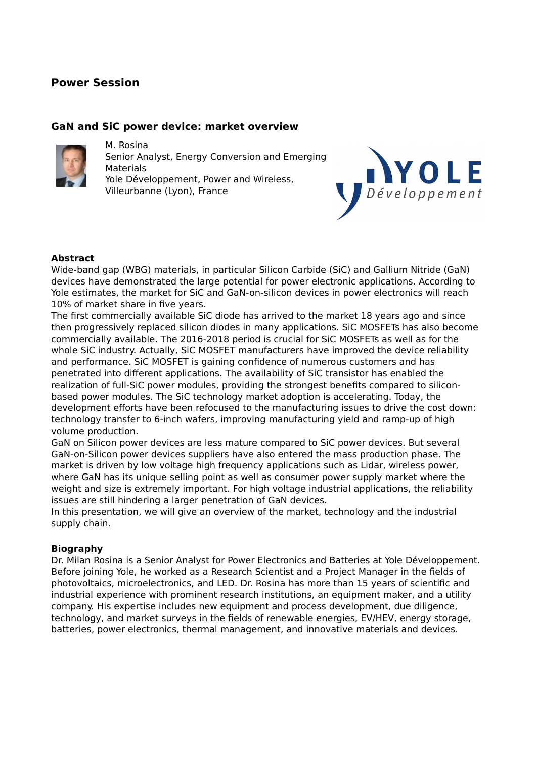# Power Session

## GaN and SiC power device: market overview

M. Rosina
Senior Analyst, Energy Conversion and Emerging Materials
Yole Développement, Power and Wireless, Villeurbanne (Lyon), France

### Abstract

Wide-band gap (WBG) materials, in particular Silicon Carbide (SiC) and Gallium Nitride (GaN) devices have demonstrated the large potential for power electronic applications. According to Yole estimates, the market for SiC and GaN-on-silicon devices in power electronics will reach 10% of market share in five years.

The first commercially available SiC diode has arrived to the market 18 years ago and since then progressively replaced silicon diodes in many applications. SiC MOSFETs has also become commercially available. The 2016-2018 period is crucial for SiC MOSFETs as well as for the whole SiC industry. Actually, SiC MOSFET manufacturers have improved the device reliability and performance. SiC MOSFET is gaining confidence of numerous customers and has penetrated into different applications. The availability of SiC transistor has enabled the realization of full-SiC power modules, providing the strongest benefits compared to silicon-based power modules. The SiC technology market adoption is accelerating. Today, the development efforts have been refocused to the manufacturing issues to drive the cost down: technology transfer to 6-inch wafers, improving manufacturing yield and ramp-up of high volume production.

GaN on Silicon power devices are less mature compared to SiC power devices. But several GaN-on-Silicon power devices suppliers have also entered the mass production phase. The market is driven by low voltage high frequency applications such as Lidar, wireless power, where GaN has its unique selling point as well as consumer power supply market where the weight and size is extremely important. For high voltage industrial applications, the reliability issues are still hindering a larger penetration of GaN devices.

In this presentation, we will give an overview of the market, technology and the industrial supply chain.

### Biography

Dr. Milan Rosina is a Senior Analyst for Power Electronics and Batteries at Yole Développement. Before joining Yole, he worked as a Research Scientist and a Project Manager in the fields of photovoltaics, microelectronics, and LED. Dr. Rosina has more than 15 years of scientific and industrial experience with prominent research institutions, an equipment maker, and a utility company. His expertise includes new equipment and process development, due diligence, technology, and market surveys in the fields of renewable energies, EV/HEV, energy storage, batteries, power electronics, thermal management, and innovative materials and devices.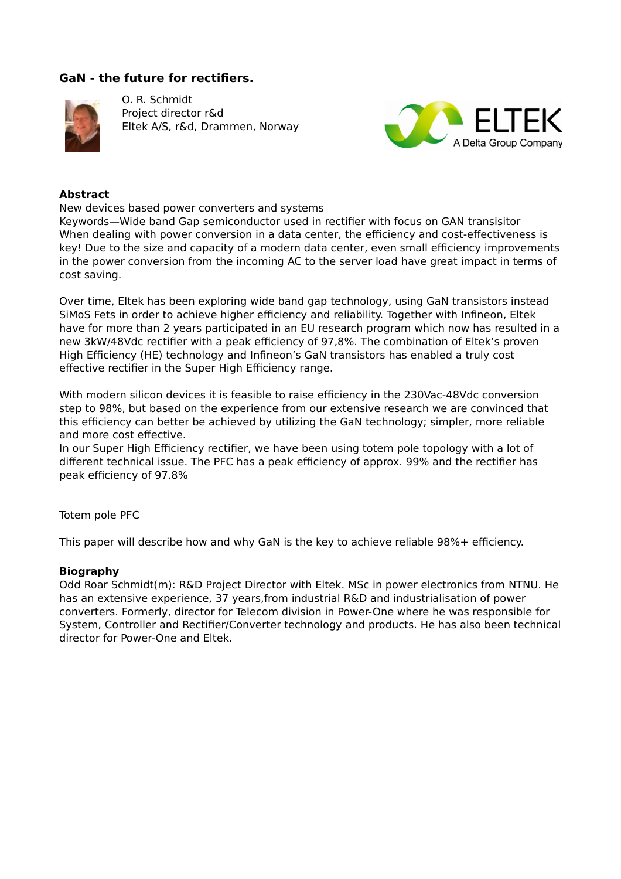# GaN - the future for rectifiers.

O. R. Schmidt
Project director r&d
Eltek A/S, r&d, Drammen, Norway

## Abstract

New devices based power converters and systems
Keywords—Wide band Gap semiconductor used in rectifier with focus on GAN transisitor
When dealing with power conversion in a data center, the efficiency and cost-effectiveness is key! Due to the size and capacity of a modern data center, even small efficiency improvements in the power conversion from the incoming AC to the server load have great impact in terms of cost saving.

Over time, Eltek has been exploring wide band gap technology, using GaN transistors instead SiMoS Fets in order to achieve higher efficiency and reliability. Together with Infineon, Eltek have for more than 2 years participated in an EU research program which now has resulted in a new 3kW/48Vdc rectifier with a peak efficiency of 97,8%. The combination of Eltek's proven High Efficiency (HE) technology and Infineon's GaN transistors has enabled a truly cost effective rectifier in the Super High Efficiency range.

With modern silicon devices it is feasible to raise efficiency in the 230Vac-48Vdc conversion step to 98%, but based on the experience from our extensive research we are convinced that this efficiency can better be achieved by utilizing the GaN technology; simpler, more reliable and more cost effective.
In our Super High Efficiency rectifier, we have been using totem pole topology with a lot of different technical issue. The PFC has a peak efficiency of approx. 99% and the rectifier has peak efficiency of 97.8%

Totem pole PFC

This paper will describe how and why GaN is the key to achieve reliable 98%+ efficiency.

## Biography

Odd Roar Schmidt(m): R&D Project Director with Eltek. MSc in power electronics from NTNU. He has an extensive experience, 37 years,from industrial R&D and industrialisation of power converters. Formerly, director for Telecom division in Power-One where he was responsible for System, Controller and Rectifier/Converter technology and products. He has also been technical director for Power-One and Eltek.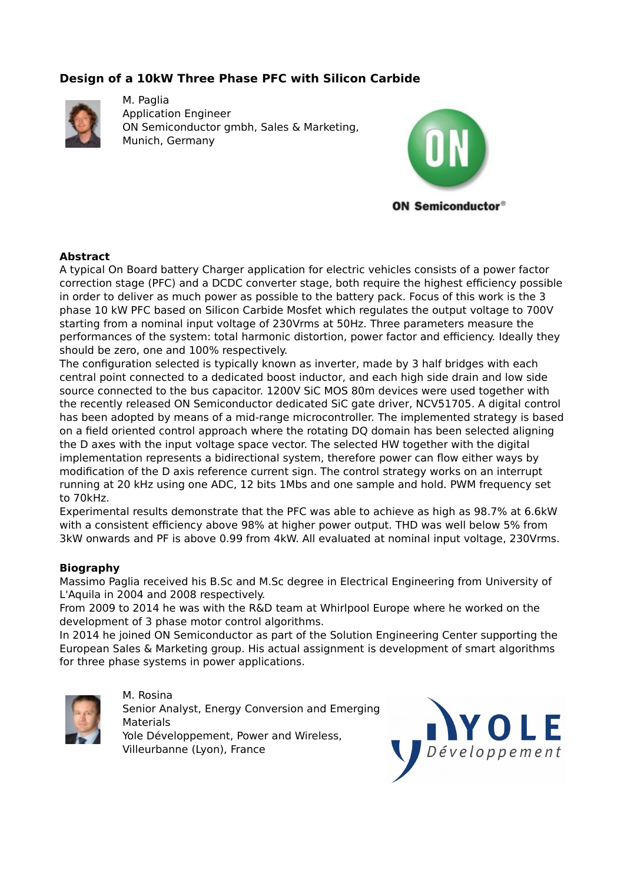## Design of a 10kW Three Phase PFC with Silicon Carbide

M. Paglia
Application Engineer
ON Semiconductor gmbh, Sales & Marketing,
Munich, Germany

### Abstract

A typical On Board battery Charger application for electric vehicles consists of a power factor correction stage (PFC) and a DCDC converter stage, both require the highest efficiency possible in order to deliver as much power as possible to the battery pack. Focus of this work is the 3 phase 10 kW PFC based on Silicon Carbide Mosfet which regulates the output voltage to 700V starting from a nominal input voltage of 230Vrms at 50Hz. Three parameters measure the performances of the system: total harmonic distortion, power factor and efficiency. Ideally they should be zero, one and 100% respectively.

The configuration selected is typically known as inverter, made by 3 half bridges with each central point connected to a dedicated boost inductor, and each high side drain and low side source connected to the bus capacitor. 1200V SiC MOS 80m devices were used together with the recently released ON Semiconductor dedicated SiC gate driver, NCV51705. A digital control has been adopted by means of a mid-range microcontroller. The implemented strategy is based on a field oriented control approach where the rotating DQ domain has been selected aligning the D axes with the input voltage space vector. The selected HW together with the digital implementation represents a bidirectional system, therefore power can flow either ways by modification of the D axis reference current sign. The control strategy works on an interrupt running at 20 kHz using one ADC, 12 bits 1Mbs and one sample and hold. PWM frequency set to 70kHz.

Experimental results demonstrate that the PFC was able to achieve as high as 98.7% at 6.6kW with a consistent efficiency above 98% at higher power output. THD was well below 5% from 3kW onwards and PF is above 0.99 from 4kW. All evaluated at nominal input voltage, 230Vrms.

### Biography

Massimo Paglia received his B.Sc and M.Sc degree in Electrical Engineering from University of L'Aquila in 2004 and 2008 respectively.

From 2009 to 2014 he was with the R&D team at Whirlpool Europe where he worked on the development of 3 phase motor control algorithms.

In 2014 he joined ON Semiconductor as part of the Solution Engineering Center supporting the European Sales & Marketing group. His actual assignment is development of smart algorithms for three phase systems in power applications.

M. Rosina
Senior Analyst, Energy Conversion and Emerging Materials
Yole Développement, Power and Wireless,
Villeurbanne (Lyon), France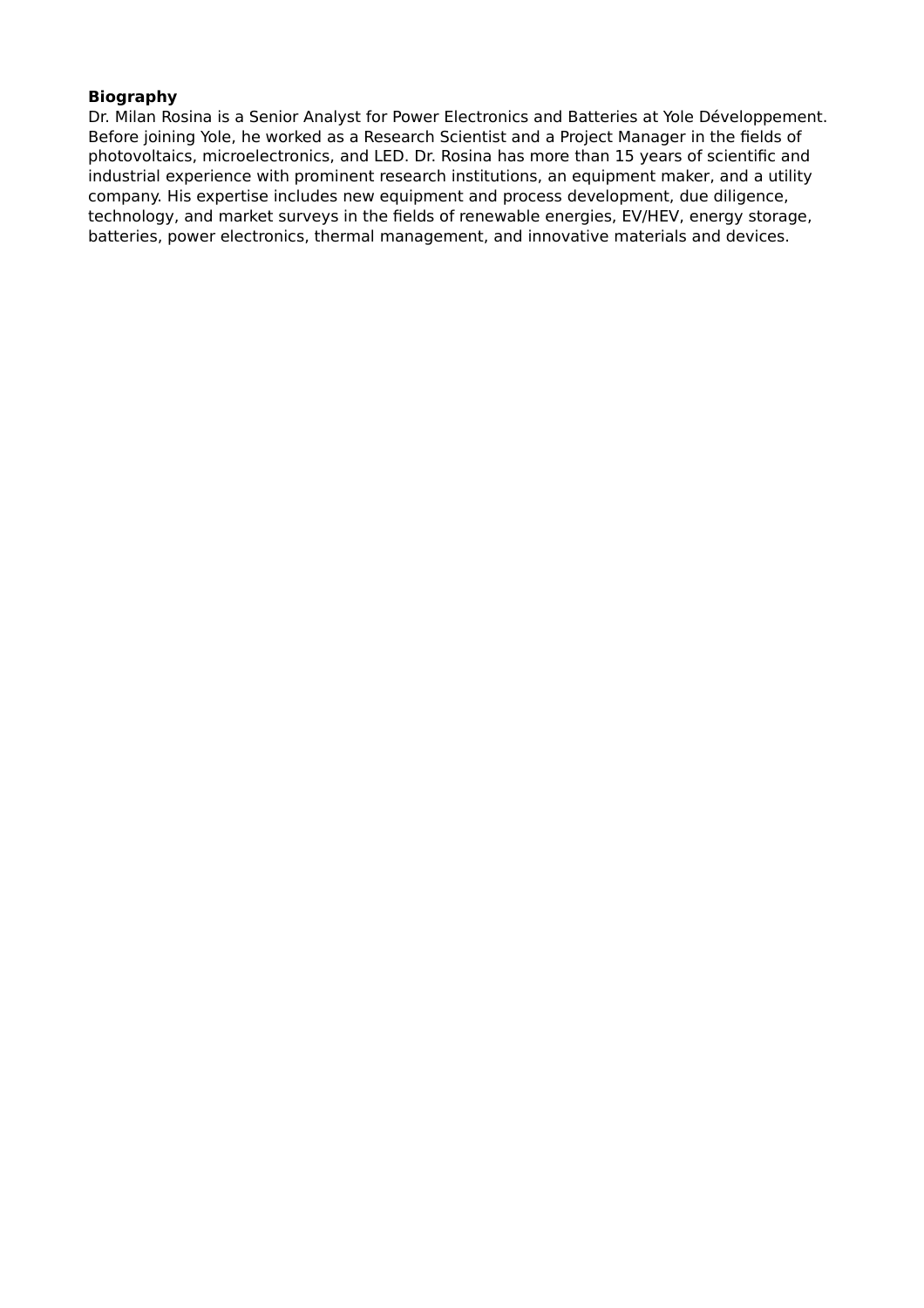**Biography**

Dr. Milan Rosina is a Senior Analyst for Power Electronics and Batteries at Yole Développement. Before joining Yole, he worked as a Research Scientist and a Project Manager in the fields of photovoltaics, microelectronics, and LED. Dr. Rosina has more than 15 years of scientific and industrial experience with prominent research institutions, an equipment maker, and a utility company. His expertise includes new equipment and process development, due diligence, technology, and market surveys in the fields of renewable energies, EV/HEV, energy storage, batteries, power electronics, thermal management, and innovative materials and devices.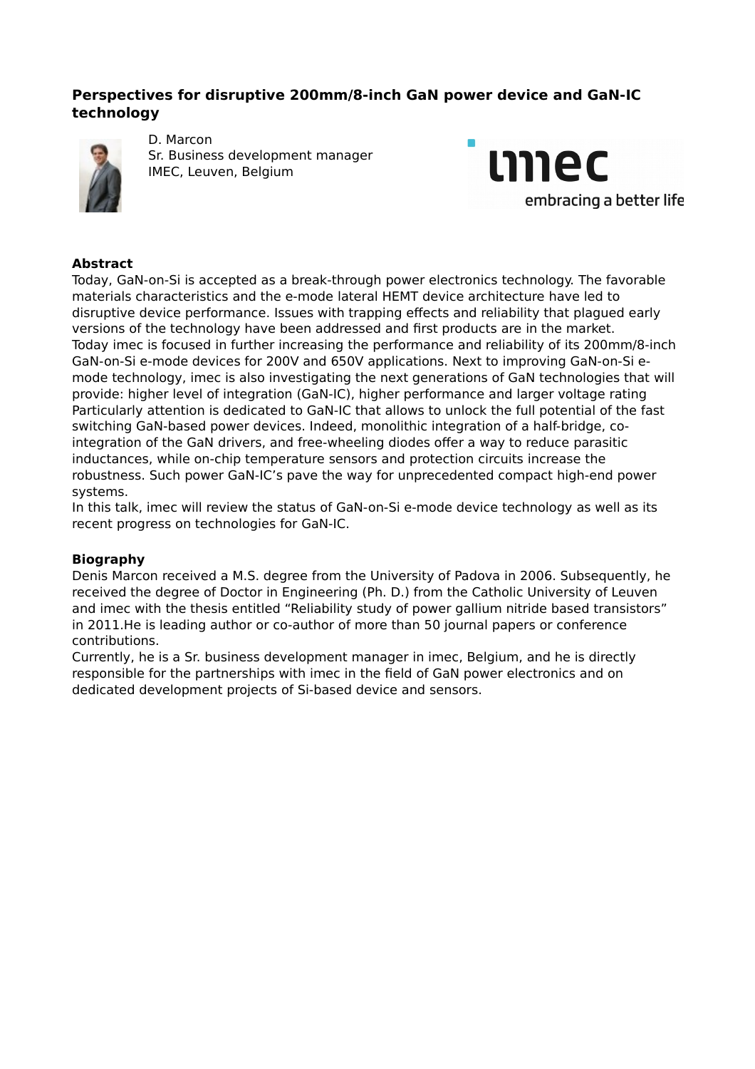## Perspectives for disruptive 200mm/8-inch GaN power device and GaN-IC technology

D. Marcon
Sr. Business development manager
IMEC, Leuven, Belgium

### Abstract

Today, GaN-on-Si is accepted as a break-through power electronics technology. The favorable materials characteristics and the e-mode lateral HEMT device architecture have led to disruptive device performance. Issues with trapping effects and reliability that plagued early versions of the technology have been addressed and first products are in the market.
Today imec is focused in further increasing the performance and reliability of its 200mm/8-inch GaN-on-Si e-mode devices for 200V and 650V applications. Next to improving GaN-on-Si e-mode technology, imec is also investigating the next generations of GaN technologies that will provide: higher level of integration (GaN-IC), higher performance and larger voltage rating Particularly attention is dedicated to GaN-IC that allows to unlock the full potential of the fast switching GaN-based power devices. Indeed, monolithic integration of a half-bridge, co-integration of the GaN drivers, and free-wheeling diodes offer a way to reduce parasitic inductances, while on-chip temperature sensors and protection circuits increase the robustness. Such power GaN-IC's pave the way for unprecedented compact high-end power systems.
In this talk, imec will review the status of GaN-on-Si e-mode device technology as well as its recent progress on technologies for GaN-IC.

### Biography

Denis Marcon received a M.S. degree from the University of Padova in 2006. Subsequently, he received the degree of Doctor in Engineering (Ph. D.) from the Catholic University of Leuven and imec with the thesis entitled "Reliability study of power gallium nitride based transistors" in 2011.He is leading author or co-author of more than 50 journal papers or conference contributions.
Currently, he is a Sr. business development manager in imec, Belgium, and he is directly responsible for the partnerships with imec in the field of GaN power electronics and on dedicated development projects of Si-based device and sensors.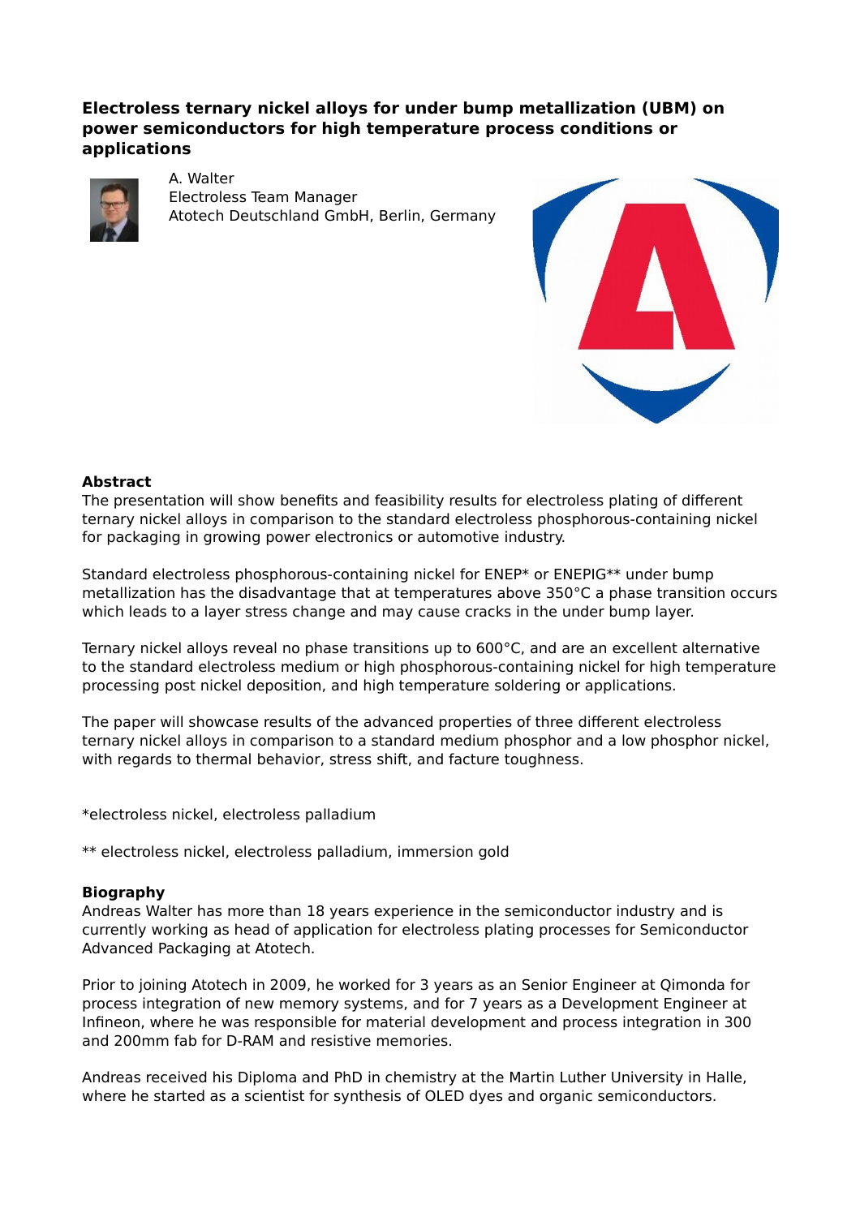## Electroless ternary nickel alloys for under bump metallization (UBM) on power semiconductors for high temperature process conditions or applications

A. Walter
Electroless Team Manager
Atotech Deutschland GmbH, Berlin, Germany

**Abstract**

The presentation will show benefits and feasibility results for electroless plating of different ternary nickel alloys in comparison to the standard electroless phosphorous-containing nickel for packaging in growing power electronics or automotive industry.

Standard electroless phosphorous-containing nickel for ENEP* or ENEPIG** under bump metallization has the disadvantage that at temperatures above 350°C a phase transition occurs which leads to a layer stress change and may cause cracks in the under bump layer.

Ternary nickel alloys reveal no phase transitions up to 600°C, and are an excellent alternative to the standard electroless medium or high phosphorous-containing nickel for high temperature processing post nickel deposition, and high temperature soldering or applications.

The paper will showcase results of the advanced properties of three different electroless ternary nickel alloys in comparison to a standard medium phosphor and a low phosphor nickel, with regards to thermal behavior, stress shift, and facture toughness.

*electroless nickel, electroless palladium

** electroless nickel, electroless palladium, immersion gold

**Biography**

Andreas Walter has more than 18 years experience in the semiconductor industry and is currently working as head of application for electroless plating processes for Semiconductor Advanced Packaging at Atotech.

Prior to joining Atotech in 2009, he worked for 3 years as an Senior Engineer at Qimonda for process integration of new memory systems, and for 7 years as a Development Engineer at Infineon, where he was responsible for material development and process integration in 300 and 200mm fab for D-RAM and resistive memories.

Andreas received his Diploma and PhD in chemistry at the Martin Luther University in Halle, where he started as a scientist for synthesis of OLED dyes and organic semiconductors.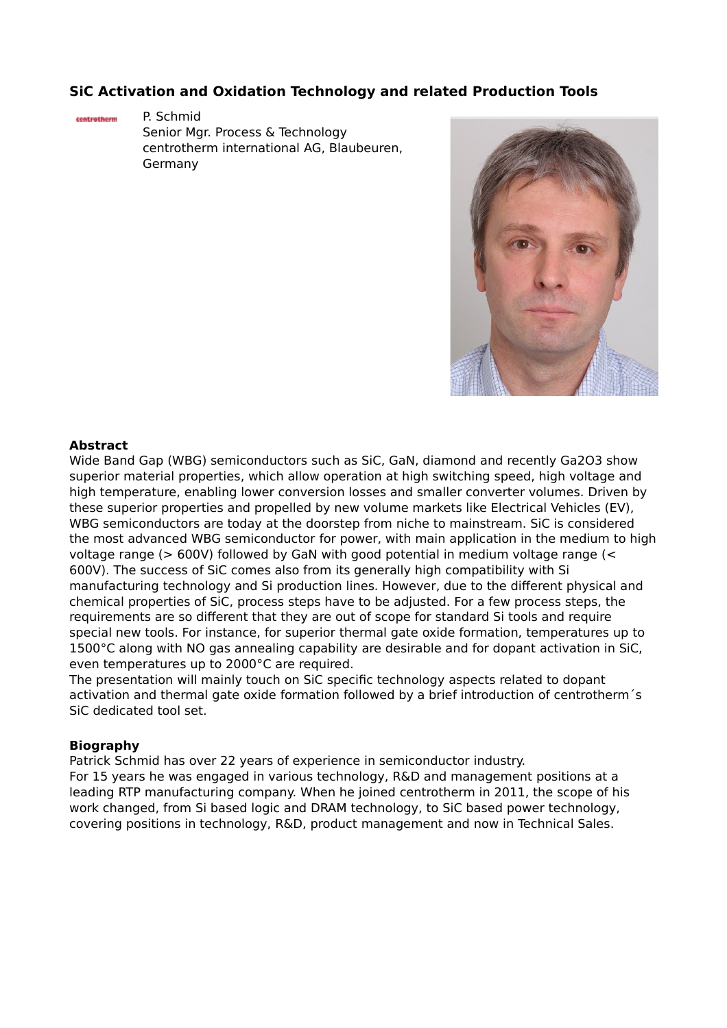## SiC Activation and Oxidation Technology and related Production Tools

centrotherm

P. Schmid
Senior Mgr. Process & Technology
centrotherm international AG, Blaubeuren, Germany

**Abstract**

Wide Band Gap (WBG) semiconductors such as SiC, GaN, diamond and recently $Ga_2O_3$ show superior material properties, which allow operation at high switching speed, high voltage and high temperature, enabling lower conversion losses and smaller converter volumes. Driven by these superior properties and propelled by new volume markets like Electrical Vehicles (EV), WBG semiconductors are today at the doorstep from niche to mainstream. SiC is considered the most advanced WBG semiconductor for power, with main application in the medium to high voltage range (> 600V) followed by GaN with good potential in medium voltage range (< 600V). The success of SiC comes also from its generally high compatibility with Si manufacturing technology and Si production lines. However, due to the different physical and chemical properties of SiC, process steps have to be adjusted. For a few process steps, the requirements are so different that they are out of scope for standard Si tools and require special new tools. For instance, for superior thermal gate oxide formation, temperatures up to 1500°C along with NO gas annealing capability are desirable and for dopant activation in SiC, even temperatures up to 2000°C are required.
The presentation will mainly touch on SiC specific technology aspects related to dopant activation and thermal gate oxide formation followed by a brief introduction of centrotherm´s SiC dedicated tool set.

**Biography**

Patrick Schmid has over 22 years of experience in semiconductor industry.
For 15 years he was engaged in various technology, R&D and management positions at a leading RTP manufacturing company. When he joined centrotherm in 2011, the scope of his work changed, from Si based logic and DRAM technology, to SiC based power technology, covering positions in technology, R&D, product management and now in Technical Sales.